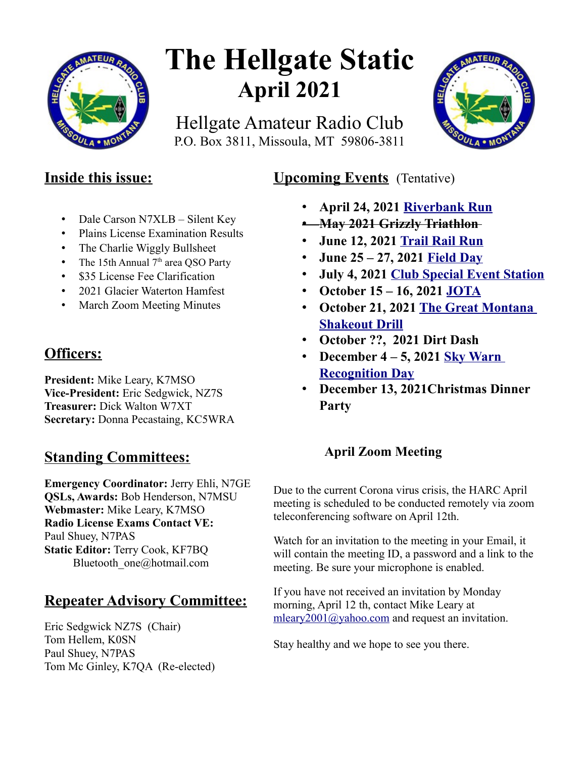# The Hellgate Static

## April 2021

Hellgate Amateur Radio Club
P.O. Box 3811, Missoula, MT 59806-3811

## Inside this issue:

- Dale Carson N7XLB – Silent Key
- Plains License Examination Results
- The Charlie Wiggly Bullsheet
- The 15th Annual 7th area QSO Party
- $35 License Fee Clarification
- 2021 Glacier Waterton Hamfest
- March Zoom Meeting Minutes

## Officers:

**President:** Mike Leary, K7MSO
**Vice-President:** Eric Sedgwick, NZ7S
**Treasurer:** Dick Walton W7XT
**Secretary:** Donna Pecastaing, KC5WRA

## Standing Committees:

**Emergency Coordinator:** Jerry Ehli, N7GE
**QSLs, Awards:** Bob Henderson, N7MSU
**Webmaster:** Mike Leary, K7MSO
**Radio License Exams Contact VE:** Paul Shuey, N7PAS
**Static Editor:** Terry Cook, KF7BQ
Bluetooth_one@hotmail.com

## Repeater Advisory Committee:

Eric Sedgwick NZ7S (Chair)
Tom Hellem, K0SN
Paul Shuey, N7PAS
Tom Mc Ginley, K7QA (Re-elected)

## Upcoming Events (Tentative)

- **April 24, 2021 Riverbank Run**
- ~~**May 2021 Grizzly Triathlon**~~
- **June 12, 2021 Trail Rail Run**
- **June 25 – 27, 2021 Field Day**
- **July 4, 2021 Club Special Event Station**
- **October 15 – 16, 2021 JOTA**
- **October 21, 2021 The Great Montana Shakeout Drill**
- **October ??, 2021 Dirt Dash**
- **December 4 – 5, 2021 Sky Warn Recognition Day**
- **December 13, 2021Christmas Dinner Party**

### April Zoom Meeting

Due to the current Corona virus crisis, the HARC April meeting is scheduled to be conducted remotely via zoom teleconferencing software on April 12th.

Watch for an invitation to the meeting in your Email, it will contain the meeting ID, a password and a link to the meeting. Be sure your microphone is enabled.

If you have not received an invitation by Monday morning, April 12 th, contact Mike Leary at mleary2001@yahoo.com and request an invitation.

Stay healthy and we hope to see you there.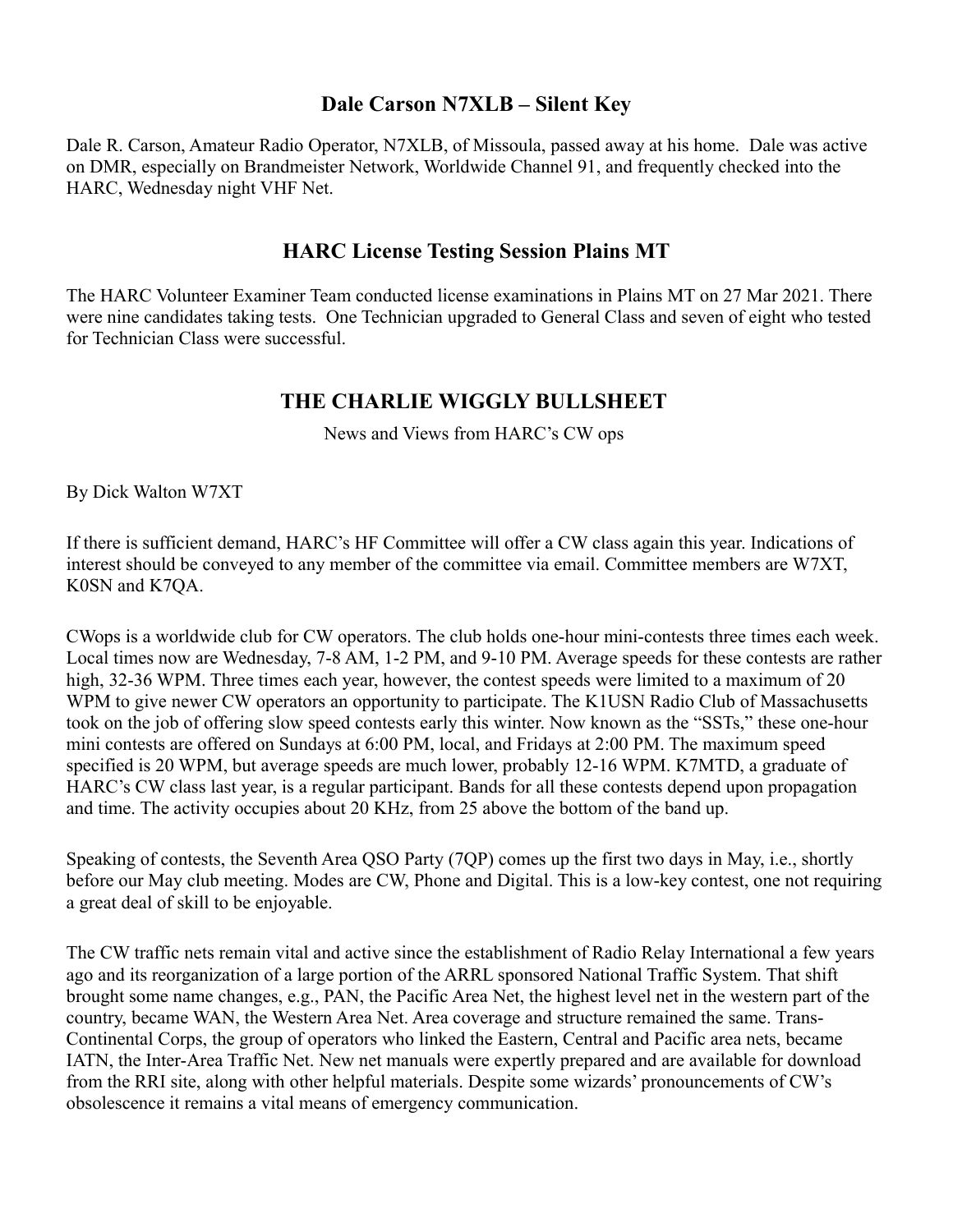## Dale Carson N7XLB – Silent Key

Dale R. Carson, Amateur Radio Operator, N7XLB, of Missoula, passed away at his home. Dale was active on DMR, especially on Brandmeister Network, Worldwide Channel 91, and frequently checked into the HARC, Wednesday night VHF Net.

## HARC License Testing Session Plains MT

The HARC Volunteer Examiner Team conducted license examinations in Plains MT on 27 Mar 2021. There were nine candidates taking tests. One Technician upgraded to General Class and seven of eight who tested for Technician Class were successful.

## THE CHARLIE WIGGLY BULLSHEET

News and Views from HARC's CW ops

By Dick Walton W7XT

If there is sufficient demand, HARC's HF Committee will offer a CW class again this year. Indications of interest should be conveyed to any member of the committee via email. Committee members are W7XT, K0SN and K7QA.

CWops is a worldwide club for CW operators. The club holds one-hour mini-contests three times each week. Local times now are Wednesday, 7-8 AM, 1-2 PM, and 9-10 PM. Average speeds for these contests are rather high, 32-36 WPM. Three times each year, however, the contest speeds were limited to a maximum of 20 WPM to give newer CW operators an opportunity to participate. The K1USN Radio Club of Massachusetts took on the job of offering slow speed contests early this winter. Now known as the "SSTs," these one-hour mini contests are offered on Sundays at 6:00 PM, local, and Fridays at 2:00 PM. The maximum speed specified is 20 WPM, but average speeds are much lower, probably 12-16 WPM. K7MTD, a graduate of HARC's CW class last year, is a regular participant. Bands for all these contests depend upon propagation and time. The activity occupies about 20 KHz, from 25 above the bottom of the band up.

Speaking of contests, the Seventh Area QSO Party (7QP) comes up the first two days in May, i.e., shortly before our May club meeting. Modes are CW, Phone and Digital. This is a low-key contest, one not requiring a great deal of skill to be enjoyable.

The CW traffic nets remain vital and active since the establishment of Radio Relay International a few years ago and its reorganization of a large portion of the ARRL sponsored National Traffic System. That shift brought some name changes, e.g., PAN, the Pacific Area Net, the highest level net in the western part of the country, became WAN, the Western Area Net. Area coverage and structure remained the same. Trans-Continental Corps, the group of operators who linked the Eastern, Central and Pacific area nets, became IATN, the Inter-Area Traffic Net. New net manuals were expertly prepared and are available for download from the RRI site, along with other helpful materials. Despite some wizards' pronouncements of CW's obsolescence it remains a vital means of emergency communication.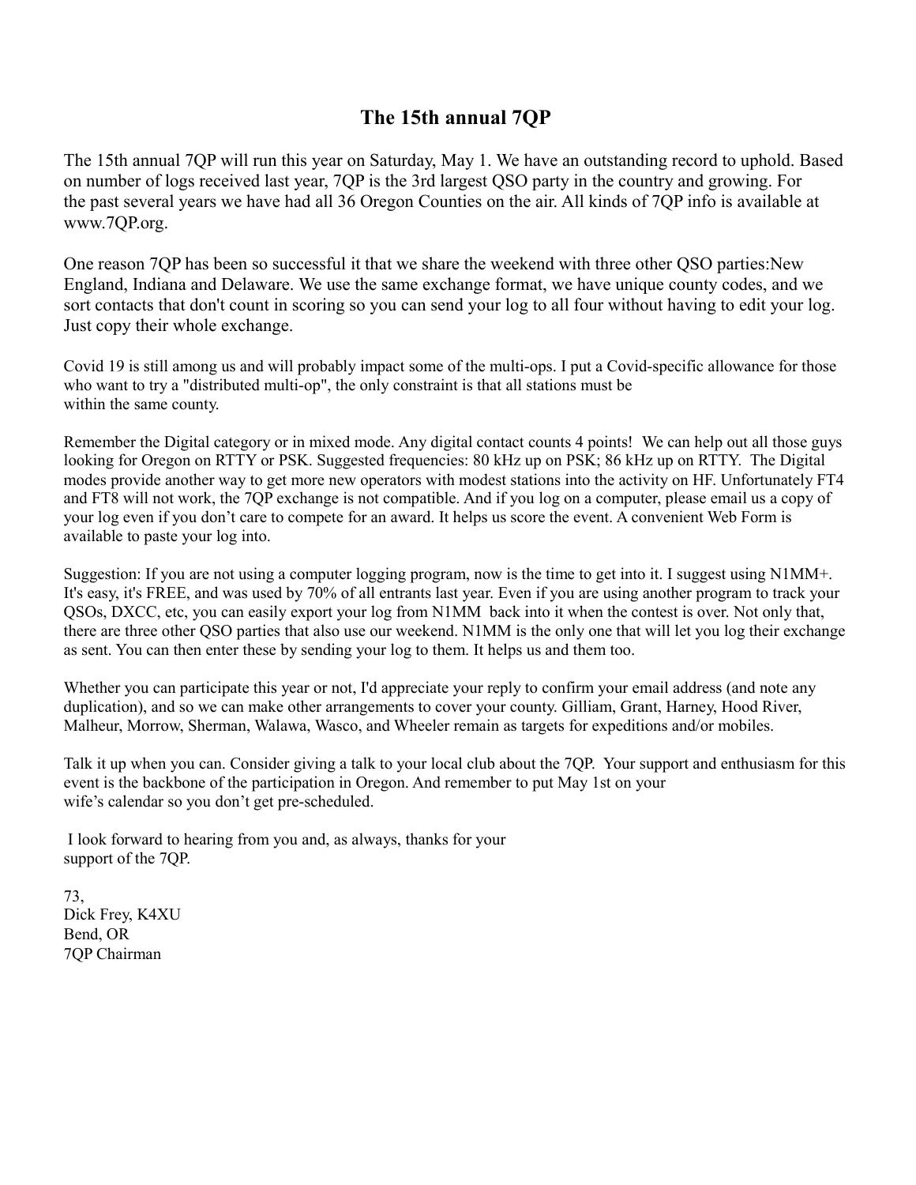# The 15th annual 7QP

The 15th annual 7QP will run this year on Saturday, May 1. We have an outstanding record to uphold. Based on number of logs received last year, 7QP is the 3rd largest QSO party in the country and growing. For the past several years we have had all 36 Oregon Counties on the air. All kinds of 7QP info is available at www.7QP.org.

One reason 7QP has been so successful it that we share the weekend with three other QSO parties:New England, Indiana and Delaware. We use the same exchange format, we have unique county codes, and we sort contacts that don't count in scoring so you can send your log to all four without having to edit your log. Just copy their whole exchange.

Covid 19 is still among us and will probably impact some of the multi-ops. I put a Covid-specific allowance for those who want to try a "distributed multi-op", the only constraint is that all stations must be within the same county.

Remember the Digital category or in mixed mode. Any digital contact counts 4 points! We can help out all those guys looking for Oregon on RTTY or PSK. Suggested frequencies: 80 kHz up on PSK; 86 kHz up on RTTY. The Digital modes provide another way to get more new operators with modest stations into the activity on HF. Unfortunately FT4 and FT8 will not work, the 7QP exchange is not compatible. And if you log on a computer, please email us a copy of your log even if you don't care to compete for an award. It helps us score the event. A convenient Web Form is available to paste your log into.

Suggestion: If you are not using a computer logging program, now is the time to get into it. I suggest using N1MM+. It's easy, it's FREE, and was used by 70% of all entrants last year. Even if you are using another program to track your QSOs, DXCC, etc, you can easily export your log from N1MM back into it when the contest is over. Not only that, there are three other QSO parties that also use our weekend. N1MM is the only one that will let you log their exchange as sent. You can then enter these by sending your log to them. It helps us and them too.

Whether you can participate this year or not, I'd appreciate your reply to confirm your email address (and note any duplication), and so we can make other arrangements to cover your county. Gilliam, Grant, Harney, Hood River, Malheur, Morrow, Sherman, Walawa, Wasco, and Wheeler remain as targets for expeditions and/or mobiles.

Talk it up when you can. Consider giving a talk to your local club about the 7QP. Your support and enthusiasm for this event is the backbone of the participation in Oregon. And remember to put May 1st on your wife's calendar so you don't get pre-scheduled.

I look forward to hearing from you and, as always, thanks for your support of the 7QP.

73,  
Dick Frey, K4XU  
Bend, OR  
7QP Chairman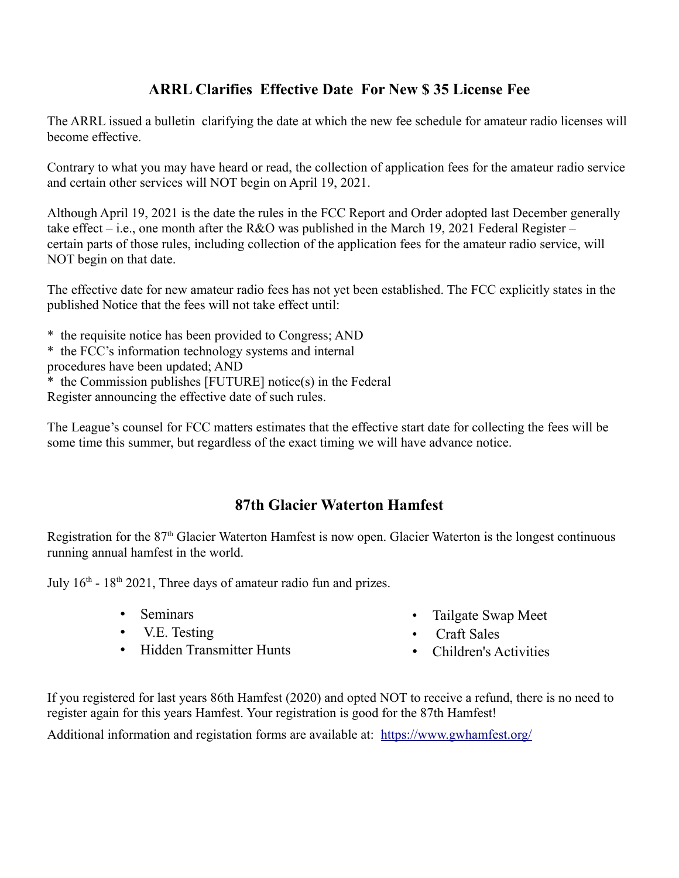## ARRL Clarifies Effective Date For New $ 35 License Fee

The ARRL issued a bulletin clarifying the date at which the new fee schedule for amateur radio licenses will become effective.

Contrary to what you may have heard or read, the collection of application fees for the amateur radio service and certain other services will NOT begin on April 19, 2021.

Although April 19, 2021 is the date the rules in the FCC Report and Order adopted last December generally take effect – i.e., one month after the R&O was published in the March 19, 2021 Federal Register – certain parts of those rules, including collection of the application fees for the amateur radio service, will NOT begin on that date.

The effective date for new amateur radio fees has not yet been established. The FCC explicitly states in the published Notice that the fees will not take effect until:

* the requisite notice has been provided to Congress; AND
* the FCC's information technology systems and internal procedures have been updated; AND
* the Commission publishes [FUTURE] notice(s) in the Federal Register announcing the effective date of such rules.

The League's counsel for FCC matters estimates that the effective start date for collecting the fees will be some time this summer, but regardless of the exact timing we will have advance notice.

## 87th Glacier Waterton Hamfest

Registration for the 87th Glacier Waterton Hamfest is now open. Glacier Waterton is the longest continuous running annual hamfest in the world.

July 16th - 18th 2021, Three days of amateur radio fun and prizes.

- Seminars
- V.E. Testing
- Hidden Transmitter Hunts
- Tailgate Swap Meet
- Craft Sales
- Children's Activities

If you registered for last years 86th Hamfest (2020) and opted NOT to receive a refund, there is no need to register again for this years Hamfest. Your registration is good for the 87th Hamfest!

Additional information and registation forms are available at: https://www.gwhamfest.org/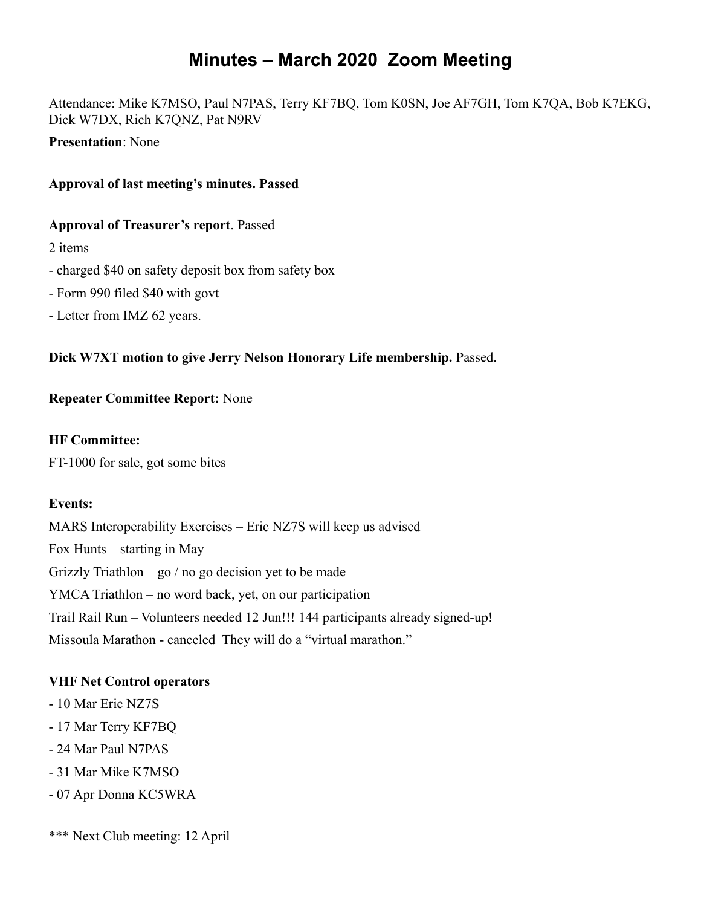# Minutes – March 2020 Zoom Meeting

Attendance: Mike K7MSO, Paul N7PAS, Terry KF7BQ, Tom K0SN, Joe AF7GH, Tom K7QA, Bob K7EKG, Dick W7DX, Rich K7QNZ, Pat N9RV

**Presentation**: None

**Approval of last meeting's minutes. Passed**

**Approval of Treasurer's report**. Passed

2 items

- charged $40 on safety deposit box from safety box
- Form 990 filed $40 with govt
- Letter from IMZ 62 years.

**Dick W7XT motion to give Jerry Nelson Honorary Life membership.** Passed.

**Repeater Committee Report:** None

**HF Committee:**

FT-1000 for sale, got some bites

**Events:**

MARS Interoperability Exercises – Eric NZ7S will keep us advised

Fox Hunts – starting in May

Grizzly Triathlon – go / no go decision yet to be made

YMCA Triathlon – no word back, yet, on our participation

Trail Rail Run – Volunteers needed 12 Jun!!! 144 participants already signed-up!

Missoula Marathon - canceled They will do a "virtual marathon."

**VHF Net Control operators**

- 10 Mar Eric NZ7S
- 17 Mar Terry KF7BQ
- 24 Mar Paul N7PAS
- 31 Mar Mike K7MSO
- 07 Apr Donna KC5WRA

*** Next Club meeting: 12 April